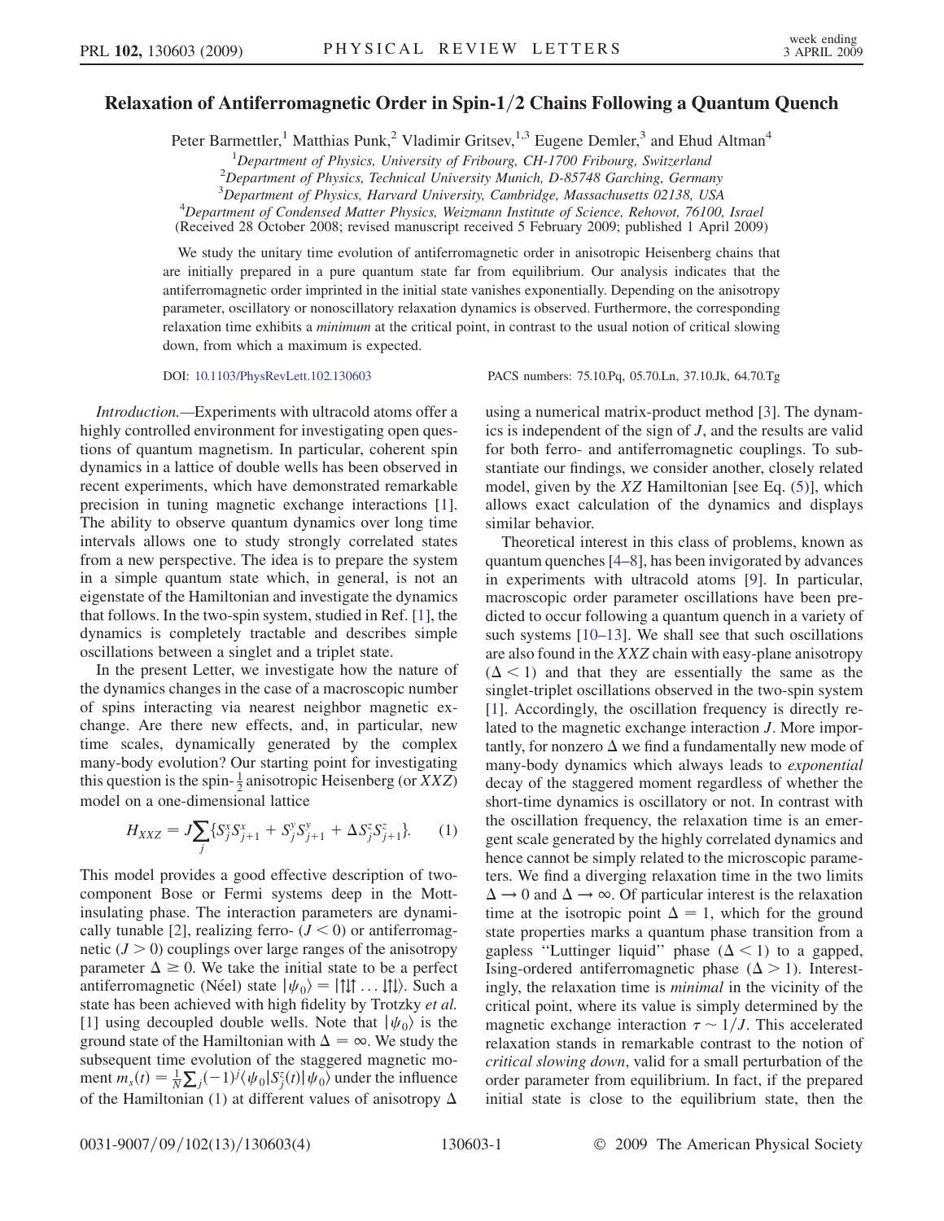# Relaxation of Antiferromagnetic Order in Spin-1/2 Chains Following a Quantum Quench

Peter Barmettler,[1] Matthias Punk,[2] Vladimir Gritsev,[1,3] Eugene Demler,[3] and Ehud Altman[4]

[1]*Department of Physics, University of Fribourg, CH-1700 Fribourg, Switzerland*
[2]*Department of Physics, Technical University Munich, D-85748 Garching, Germany*
[3]*Department of Physics, Harvard University, Cambridge, Massachusetts 02138, USA*
[4]*Department of Condensed Matter Physics, Weizmann Institute of Science, Rehovot, 76100, Israel*
(Received 28 October 2008; revised manuscript received 5 February 2009; published 1 April 2009)

We study the unitary time evolution of antiferromagnetic order in anisotropic Heisenberg chains that are initially prepared in a pure quantum state far from equilibrium. Our analysis indicates that the antiferromagnetic order imprinted in the initial state vanishes exponentially. Depending on the anisotropy parameter, oscillatory or nonoscillatory relaxation dynamics is observed. Furthermore, the corresponding relaxation time exhibits a *minimum* at the critical point, in contrast to the usual notion of critical slowing down, from which a maximum is expected.

DOI: 10.1103/PhysRevLett.102.130603 PACS numbers: 75.10.Pq, 05.70.Ln, 37.10.Jk, 64.70.Tg

*Introduction.*—Experiments with ultracold atoms offer a highly controlled environment for investigating open questions of quantum magnetism. In particular, coherent spin dynamics in a lattice of double wells has been observed in recent experiments, which have demonstrated remarkable precision in tuning magnetic exchange interactions [1]. The ability to observe quantum dynamics over long time intervals allows one to study strongly correlated states from a new perspective. The idea is to prepare the system in a simple quantum state which, in general, is not an eigenstate of the Hamiltonian and investigate the dynamics that follows. In the two-spin system, studied in Ref. [1], the dynamics is completely tractable and describes simple oscillations between a singlet and a triplet state.

In the present Letter, we investigate how the nature of the dynamics changes in the case of a macroscopic number of spins interacting via nearest neighbor magnetic exchange. Are there new effects, and, in particular, new time scales, dynamically generated by the complex many-body evolution? Our starting point for investigating this question is the spin-$\frac{1}{2}$ anisotropic Heisenberg (or $XXZ$) model on a one-dimensional lattice

$$H_{XXZ} = J\sum_j \{S_j^x S_{j+1}^x + S_j^y S_{j+1}^y + \Delta S_j^z S_{j+1}^z\}. \tag{1}$$

This model provides a good effective description of two-component Bose or Fermi systems deep in the Mott-insulating phase. The interaction parameters are dynamically tunable [2], realizing ferro- ($J < 0$) or antiferromagnetic ($J > 0$) couplings over large ranges of the anisotropy parameter $\Delta \geq 0$. We take the initial state to be a perfect antiferromagnetic (Néel) state $|\psi_0\rangle = |\uparrow\downarrow\uparrow \ldots \downarrow\uparrow\downarrow\rangle$. Such a state has been achieved with high fidelity by Trotzky *et al.* [1] using decoupled double wells. Note that $|\psi_0\rangle$ is the ground state of the Hamiltonian with $\Delta = \infty$. We study the subsequent time evolution of the staggered magnetic moment $m_s(t) = \frac{1}{N}\sum_j (-1)^j \langle\psi_0|S_j^z(t)|\psi_0\rangle$ under the influence of the Hamiltonian (1) at different values of anisotropy $\Delta$ using a numerical matrix-product method [3]. The dynamics is independent of the sign of $J$, and the results are valid for both ferro- and antiferromagnetic couplings. To substantiate our findings, we consider another, closely related model, given by the $XZ$ Hamiltonian [see Eq. (5)], which allows exact calculation of the dynamics and displays similar behavior.

Theoretical interest in this class of problems, known as quantum quenches [4–8], has been invigorated by advances in experiments with ultracold atoms [9]. In particular, macroscopic order parameter oscillations have been predicted to occur following a quantum quench in a variety of such systems [10–13]. We shall see that such oscillations are also found in the $XXZ$ chain with easy-plane anisotropy ($\Delta < 1$) and that they are essentially the same as the singlet-triplet oscillations observed in the two-spin system [1]. Accordingly, the oscillation frequency is directly related to the magnetic exchange interaction $J$. More importantly, for nonzero $\Delta$ we find a fundamentally new mode of many-body dynamics which always leads to *exponential* decay of the staggered moment regardless of whether the short-time dynamics is oscillatory or not. In contrast with the oscillation frequency, the relaxation time is an emergent scale generated by the highly correlated dynamics and hence cannot be simply related to the microscopic parameters. We find a diverging relaxation time in the two limits $\Delta \to 0$ and $\Delta \to \infty$. Of particular interest is the relaxation time at the isotropic point $\Delta = 1$, which for the ground state properties marks a quantum phase transition from a gapless "Luttinger liquid" phase ($\Delta < 1$) to a gapped, Ising-ordered antiferromagnetic phase ($\Delta > 1$). Interestingly, the relaxation time is *minimal* in the vicinity of the critical point, where its value is simply determined by the magnetic exchange interaction $\tau \sim 1/J$. This accelerated relaxation stands in remarkable contrast to the notion of *critical slowing down*, valid for a small perturbation of the order parameter from equilibrium. In fact, if the prepared initial state is close to the equilibrium state, then the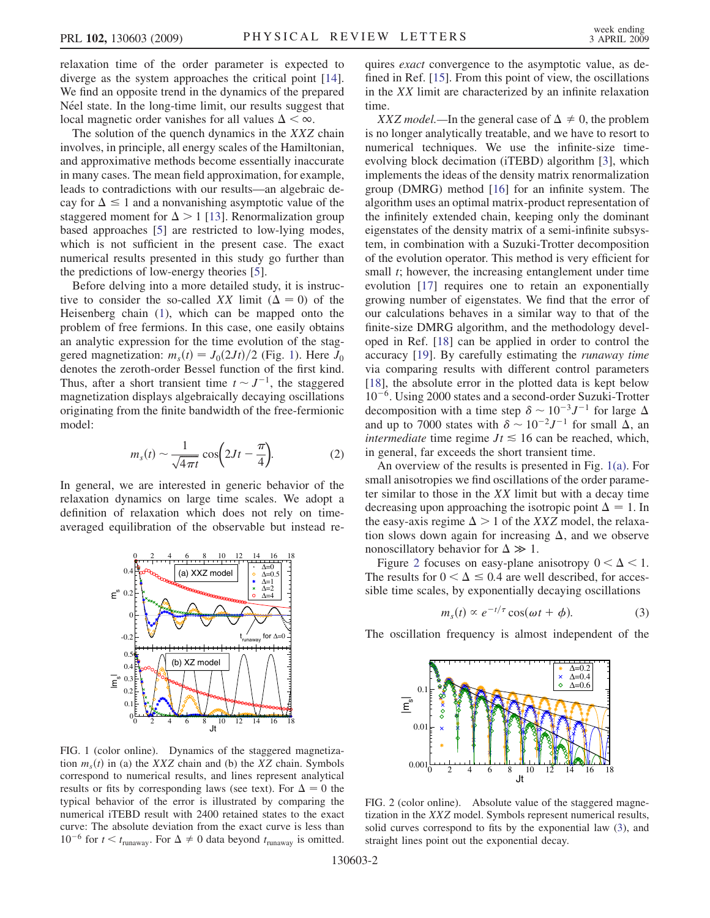relaxation time of the order parameter is expected to diverge as the system approaches the critical point [14]. We find an opposite trend in the dynamics of the prepared Néel state. In the long-time limit, our results suggest that local magnetic order vanishes for all values $\Delta < \infty$.

The solution of the quench dynamics in the $XXZ$ chain involves, in principle, all energy scales of the Hamiltonian, and approximative methods become essentially inaccurate in many cases. The mean field approximation, for example, leads to contradictions with our results—an algebraic decay for $\Delta \leq 1$ and a nonvanishing asymptotic value of the staggered moment for $\Delta > 1$ [13]. Renormalization group based approaches [5] are restricted to low-lying modes, which is not sufficient in the present case. The exact numerical results presented in this study go further than the predictions of low-energy theories [5].

Before delving into a more detailed study, it is instructive to consider the so-called $XX$ limit ($\Delta = 0$) of the Heisenberg chain (1), which can be mapped onto the problem of free fermions. In this case, one easily obtains an analytic expression for the time evolution of the staggered magnetization: $m_s(t) = J_0(2Jt)/2$ (Fig. 1). Here $J_0$ denotes the zeroth-order Bessel function of the first kind. Thus, after a short transient time $t \sim J^{-1}$, the staggered magnetization displays algebraically decaying oscillations originating from the finite bandwidth of the free-fermionic model:

$$m_s(t) \sim \frac{1}{\sqrt{4\pi t}} \cos\left(2Jt - \frac{\pi}{4}\right). \tag{2}$$

In general, we are interested in generic behavior of the relaxation dynamics on large time scales. We adopt a definition of relaxation which does not rely on time-averaged equilibration of the observable but instead requires *exact* convergence to the asymptotic value, as defined in Ref. [15]. From this point of view, the oscillations in the $XX$ limit are characterized by an infinite relaxation time.

FIG. 1 (color online). Dynamics of the staggered magnetization $m_s(t)$ in (a) the $XXZ$ chain and (b) the $XZ$ chain. Symbols correspond to numerical results, and lines represent analytical results or fits by corresponding laws (see text). For $\Delta = 0$ the typical behavior of the error is illustrated by comparing the numerical iTEBD result with 2400 retained states to the exact curve: The absolute deviation from the exact curve is less than $10^{-6}$ for $t < t_{\text{runaway}}$. For $\Delta \neq 0$ data beyond $t_{\text{runaway}}$ is omitted.

*XXZ model.*—In the general case of $\Delta \neq 0$, the problem is no longer analytically treatable, and we have to resort to numerical techniques. We use the infinite-size time-evolving block decimation (iTEBD) algorithm [3], which implements the ideas of the density matrix renormalization group (DMRG) method [16] for an infinite system. The algorithm uses an optimal matrix-product representation of the infinitely extended chain, keeping only the dominant eigenstates of the density matrix of a semi-infinite subsystem, in combination with a Suzuki-Trotter decomposition of the evolution operator. This method is very efficient for small $t$; however, the increasing entanglement under time evolution [17] requires one to retain an exponentially growing number of eigenstates. We find that the error of our calculations behaves in a similar way to that of the finite-size DMRG algorithm, and the methodology developed in Ref. [18] can be applied in order to control the accuracy [19]. By carefully estimating the *runaway time* via comparing results with different control parameters [18], the absolute error in the plotted data is kept below $10^{-6}$. Using 2000 states and a second-order Suzuki-Trotter decomposition with a time step $\delta \sim 10^{-3}J^{-1}$ for large $\Delta$ and up to 7000 states with $\delta \sim 10^{-2}J^{-1}$ for small $\Delta$, an *intermediate* time regime $Jt \lesssim 16$ can be reached, which, in general, far exceeds the short transient time.

An overview of the results is presented in Fig. 1(a). For small anisotropies we find oscillations of the order parameter similar to those in the $XX$ limit but with a decay time decreasing upon approaching the isotropic point $\Delta = 1$. In the easy-axis regime $\Delta > 1$ of the $XXZ$ model, the relaxation slows down again for increasing $\Delta$, and we observe nonoscillatory behavior for $\Delta \gg 1$.

Figure 2 focuses on easy-plane anisotropy $0 < \Delta < 1$. The results for $0 < \Delta \leq 0.4$ are well described, for accessible time scales, by exponentially decaying oscillations

$$m_s(t) \propto e^{-t/\tau} \cos(\omega t + \phi). \tag{3}$$

The oscillation frequency is almost independent of the

FIG. 2 (color online). Absolute value of the staggered magnetization in the $XXZ$ model. Symbols represent numerical results, solid curves correspond to fits by the exponential law (3), and straight lines point out the exponential decay.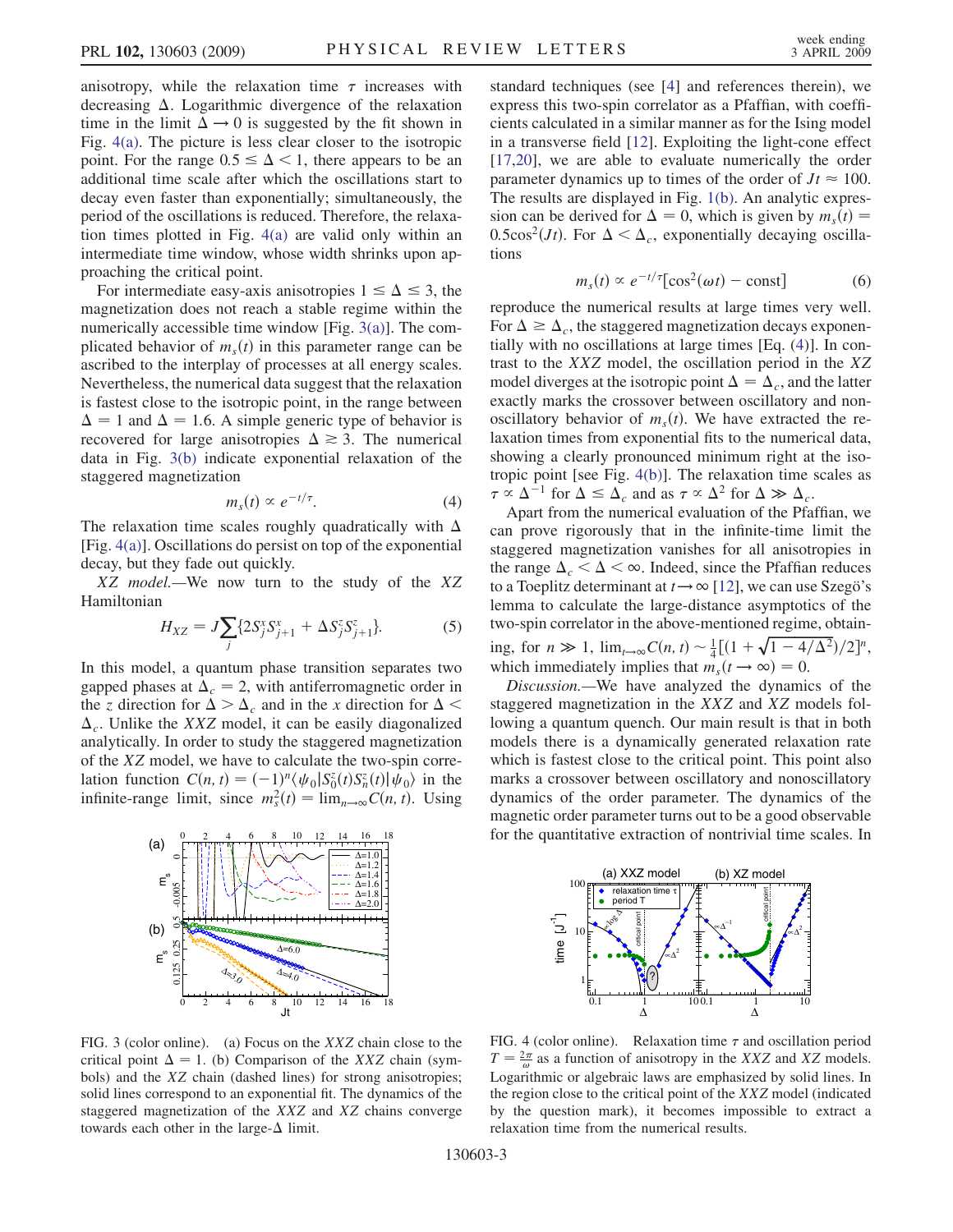anisotropy, while the relaxation time $\tau$ increases with decreasing $\Delta$. Logarithmic divergence of the relaxation time in the limit $\Delta \to 0$ is suggested by the fit shown in Fig. 4(a). The picture is less clear closer to the isotropic point. For the range $0.5 \leq \Delta < 1$, there appears to be an additional time scale after which the oscillations start to decay even faster than exponentially; simultaneously, the period of the oscillations is reduced. Therefore, the relaxation times plotted in Fig. 4(a) are valid only within an intermediate time window, whose width shrinks upon approaching the critical point.

For intermediate easy-axis anisotropies $1 \leq \Delta \leq 3$, the magnetization does not reach a stable regime within the numerically accessible time window [Fig. 3(a)]. The complicated behavior of $m_s(t)$ in this parameter range can be ascribed to the interplay of processes at all energy scales. Nevertheless, the numerical data suggest that the relaxation is fastest close to the isotropic point, in the range between $\Delta = 1$ and $\Delta = 1.6$. A simple generic type of behavior is recovered for large anisotropies $\Delta \gtrsim 3$. The numerical data in Fig. 3(b) indicate exponential relaxation of the staggered magnetization

$$m_s(t) \propto e^{-t/\tau}. \tag{4}$$

The relaxation time scales roughly quadratically with $\Delta$ [Fig. 4(a)]. Oscillations do persist on top of the exponential decay, but they fade out quickly.

*XZ model.*—We now turn to the study of the *XZ* Hamiltonian

$$H_{XZ} = J\sum_j \{2S_j^x S_{j+1}^x + \Delta S_j^z S_{j+1}^z\}. \tag{5}$$

In this model, a quantum phase transition separates two gapped phases at $\Delta_c = 2$, with antiferromagnetic order in the $z$ direction for $\Delta > \Delta_c$ and in the $x$ direction for $\Delta < \Delta_c$. Unlike the *XXZ* model, it can be easily diagonalized analytically. In order to study the staggered magnetization of the *XZ* model, we have to calculate the two-spin correlation function $C(n, t) = (-1)^n \langle \psi_0 | S_0^z(t) S_n^z(t) | \psi_0 \rangle$ in the infinite-range limit, since $m_s^2(t) = \lim_{n\to\infty} C(n, t)$. Using standard techniques (see [4] and references therein), we express this two-spin correlator as a Pfaffian, with coefficients calculated in a similar manner as for the Ising model in a transverse field [12]. Exploiting the light-cone effect [17,20], we are able to evaluate numerically the order parameter dynamics up to times of the order of $Jt \approx 100$. The results are displayed in Fig. 1(b). An analytic expression can be derived for $\Delta = 0$, which is given by $m_s(t) = 0.5\cos^2(Jt)$. For $\Delta < \Delta_c$, exponentially decaying oscillations

$$m_s(t) \propto e^{-t/\tau}[\cos^2(\omega t) - \text{const}] \tag{6}$$

reproduce the numerical results at large times very well. For $\Delta \geq \Delta_c$, the staggered magnetization decays exponentially with no oscillations at large times [Eq. (4)]. In contrast to the *XXZ* model, the oscillation period in the *XZ* model diverges at the isotropic point $\Delta = \Delta_c$, and the latter exactly marks the crossover between oscillatory and nonoscillatory behavior of $m_s(t)$. We have extracted the relaxation times from exponential fits to the numerical data, showing a clearly pronounced minimum right at the isotropic point [see Fig. 4(b)]. The relaxation time scales as $\tau \propto \Delta^{-1}$ for $\Delta \leq \Delta_c$ and as $\tau \propto \Delta^2$ for $\Delta \gg \Delta_c$.

Apart from the numerical evaluation of the Pfaffian, we can prove rigorously that in the infinite-time limit the staggered magnetization vanishes for all anisotropies in the range $\Delta_c < \Delta < \infty$. Indeed, since the Pfaffian reduces to a Toeplitz determinant at $t \to \infty$ [12], we can use Szegö's lemma to calculate the large-distance asymptotics of the two-spin correlator in the above-mentioned regime, obtaining, for $n \gg 1$, $\lim_{t\to\infty} C(n, t) \sim \frac{1}{4}[(1 + \sqrt{1 - 4/\Delta^2})/2]^n$, which immediately implies that $m_s(t \to \infty) = 0$.

*Discussion.*—We have analyzed the dynamics of the staggered magnetization in the *XXZ* and *XZ* models following a quantum quench. Our main result is that in both models there is a dynamically generated relaxation rate which is fastest close to the critical point. This point also marks a crossover between oscillatory and nonoscillatory dynamics of the order parameter. The dynamics of the magnetic order parameter turns out to be a good observable for the quantitative extraction of nontrivial time scales. In

FIG. 3 (color online). (a) Focus on the *XXZ* chain close to the critical point $\Delta = 1$. (b) Comparison of the *XXZ* chain (symbols) and the *XZ* chain (dashed lines) for strong anisotropies; solid lines correspond to an exponential fit. The dynamics of the staggered magnetization of the *XXZ* and *XZ* chains converge towards each other in the large-$\Delta$ limit.

FIG. 4 (color online). Relaxation time $\tau$ and oscillation period $T = \frac{2\pi}{\omega}$ as a function of anisotropy in the *XXZ* and *XZ* models. Logarithmic or algebraic laws are emphasized by solid lines. In the region close to the critical point of the *XXZ* model (indicated by the question mark), it becomes impossible to extract a relaxation time from the numerical results.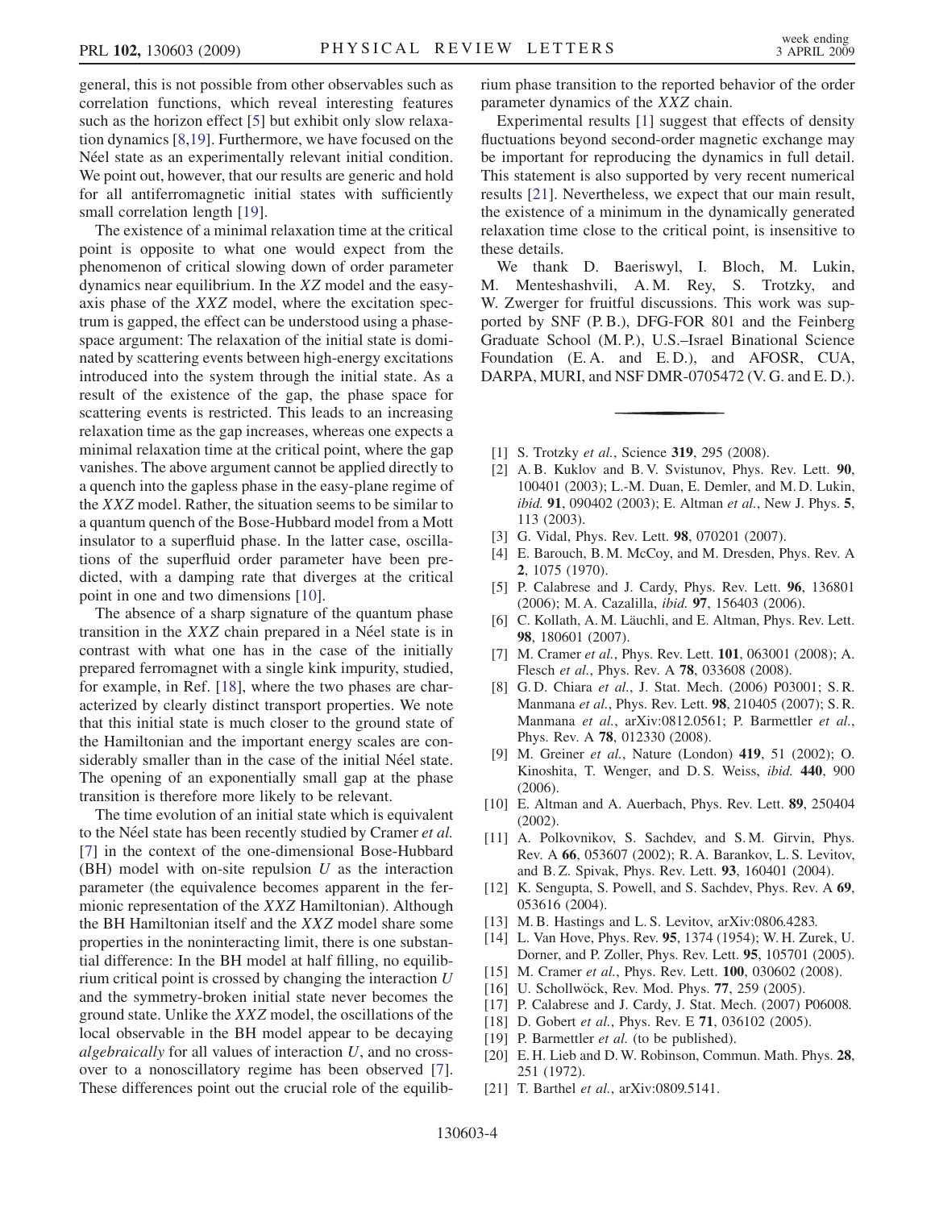general, this is not possible from other observables such as correlation functions, which reveal interesting features such as the horizon effect [5] but exhibit only slow relaxation dynamics [8,19]. Furthermore, we have focused on the Néel state as an experimentally relevant initial condition. We point out, however, that our results are generic and hold for all antiferromagnetic initial states with sufficiently small correlation length [19].

The existence of a minimal relaxation time at the critical point is opposite to what one would expect from the phenomenon of critical slowing down of order parameter dynamics near equilibrium. In the $XZ$ model and the easy-axis phase of the $XXZ$ model, where the excitation spectrum is gapped, the effect can be understood using a phase-space argument: The relaxation of the initial state is dominated by scattering events between high-energy excitations introduced into the system through the initial state. As a result of the existence of the gap, the phase space for scattering events is restricted. This leads to an increasing relaxation time as the gap increases, whereas one expects a minimal relaxation time at the critical point, where the gap vanishes. The above argument cannot be applied directly to a quench into the gapless phase in the easy-plane regime of the $XXZ$ model. Rather, the situation seems to be similar to a quantum quench of the Bose-Hubbard model from a Mott insulator to a superfluid phase. In the latter case, oscillations of the superfluid order parameter have been predicted, with a damping rate that diverges at the critical point in one and two dimensions [10].

The absence of a sharp signature of the quantum phase transition in the $XXZ$ chain prepared in a Néel state is in contrast with what one has in the case of the initially prepared ferromagnet with a single kink impurity, studied, for example, in Ref. [18], where the two phases are characterized by clearly distinct transport properties. We note that this initial state is much closer to the ground state of the Hamiltonian and the important energy scales are considerably smaller than in the case of the initial Néel state. The opening of an exponentially small gap at the phase transition is therefore more likely to be relevant.

The time evolution of an initial state which is equivalent to the Néel state has been recently studied by Cramer *et al.* [7] in the context of the one-dimensional Bose-Hubbard (BH) model with on-site repulsion $U$ as the interaction parameter (the equivalence becomes apparent in the fermionic representation of the $XXZ$ Hamiltonian). Although the BH Hamiltonian itself and the $XXZ$ model share some properties in the noninteracting limit, there is one substantial difference: In the BH model at half filling, no equilibrium critical point is crossed by changing the interaction $U$ and the symmetry-broken initial state never becomes the ground state. Unlike the $XXZ$ model, the oscillations of the local observable in the BH model appear to be decaying *algebraically* for all values of interaction $U$, and no crossover to a nonoscillatory regime has been observed [7]. These differences point out the crucial role of the equilibrium phase transition to the reported behavior of the order parameter dynamics of the $XXZ$ chain.

Experimental results [1] suggest that effects of density fluctuations beyond second-order magnetic exchange may be important for reproducing the dynamics in full detail. This statement is also supported by very recent numerical results [21]. Nevertheless, we expect that our main result, the existence of a minimum in the dynamically generated relaxation time close to the critical point, is insensitive to these details.

We thank D. Baeriswyl, I. Bloch, M. Lukin, M. Menteshashvili, A. M. Rey, S. Trotzky, and W. Zwerger for fruitful discussions. This work was supported by SNF (P. B.), DFG-FOR 801 and the Feinberg Graduate School (M. P.), U.S.–Israel Binational Science Foundation (E. A. and E. D.), and AFOSR, CUA, DARPA, MURI, and NSF DMR-0705472 (V. G. and E. D.).

---

[1] S. Trotzky *et al.*, Science **319**, 295 (2008).

[2] A. B. Kuklov and B. V. Svistunov, Phys. Rev. Lett. **90**, 100401 (2003); L.-M. Duan, E. Demler, and M. D. Lukin, *ibid.* **91**, 090402 (2003); E. Altman *et al.*, New J. Phys. **5**, 113 (2003).

[3] G. Vidal, Phys. Rev. Lett. **98**, 070201 (2007).

[4] E. Barouch, B. M. McCoy, and M. Dresden, Phys. Rev. A **2**, 1075 (1970).

[5] P. Calabrese and J. Cardy, Phys. Rev. Lett. **96**, 136801 (2006); M. A. Cazalilla, *ibid.* **97**, 156403 (2006).

[6] C. Kollath, A. M. Läuchli, and E. Altman, Phys. Rev. Lett. **98**, 180601 (2007).

[7] M. Cramer *et al.*, Phys. Rev. Lett. **101**, 063001 (2008); A. Flesch *et al.*, Phys. Rev. A **78**, 033608 (2008).

[8] G. D. Chiara *et al.*, J. Stat. Mech. (2006) P03001; S. R. Manmana *et al.*, Phys. Rev. Lett. **98**, 210405 (2007); S. R. Manmana *et al.*, arXiv:0812.0561; P. Barmettler *et al.*, Phys. Rev. A **78**, 012330 (2008).

[9] M. Greiner *et al.*, Nature (London) **419**, 51 (2002); O. Kinoshita, T. Wenger, and D. S. Weiss, *ibid.* **440**, 900 (2006).

[10] E. Altman and A. Auerbach, Phys. Rev. Lett. **89**, 250404 (2002).

[11] A. Polkovnikov, S. Sachdev, and S. M. Girvin, Phys. Rev. A **66**, 053607 (2002); R. A. Barankov, L. S. Levitov, and B. Z. Spivak, Phys. Rev. Lett. **93**, 160401 (2004).

[12] K. Sengupta, S. Powell, and S. Sachdev, Phys. Rev. A **69**, 053616 (2004).

[13] M. B. Hastings and L. S. Levitov, arXiv:0806.4283.

[14] L. Van Hove, Phys. Rev. **95**, 1374 (1954); W. H. Zurek, U. Dorner, and P. Zoller, Phys. Rev. Lett. **95**, 105701 (2005).

[15] M. Cramer *et al.*, Phys. Rev. Lett. **100**, 030602 (2008).

[16] U. Schollwöck, Rev. Mod. Phys. **77**, 259 (2005).

[17] P. Calabrese and J. Cardy, J. Stat. Mech. (2007) P06008.

[18] D. Gobert *et al.*, Phys. Rev. E **71**, 036102 (2005).

[19] P. Barmettler *et al.* (to be published).

[20] E. H. Lieb and D. W. Robinson, Commun. Math. Phys. **28**, 251 (1972).

[21] T. Barthel *et al.*, arXiv:0809.5141.